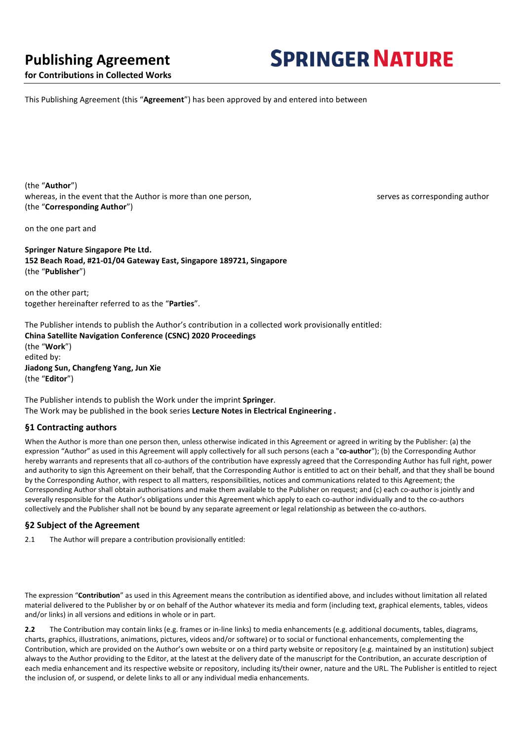# Publishing Agreement

**for Contributions in Collected Works**

SPRINGER NATURE

This Publishing Agreement (this "**Agreement**") has been approved by and entered into between

(the "**Author**")
whereas, in the event that the Author is more than one person, serves as corresponding author
(the "**Corresponding Author**")

on the one part and

**Springer Nature Singapore Pte Ltd.**
**152 Beach Road, #21-01/04 Gateway East, Singapore 189721, Singapore**
(the "**Publisher**")

on the other part;
together hereinafter referred to as the "**Parties**".

The Publisher intends to publish the Author's contribution in a collected work provisionally entitled:
**China Satellite Navigation Conference (CSNC) 2020 Proceedings**
(the "**Work**")
edited by:
**Jiadong Sun, Changfeng Yang, Jun Xie**
(the "**Editor**")

The Publisher intends to publish the Work under the imprint **Springer**.
The Work may be published in the book series **Lecture Notes in Electrical Engineering .**

## §1 Contracting authors

When the Author is more than one person then, unless otherwise indicated in this Agreement or agreed in writing by the Publisher: (a) the expression "Author" as used in this Agreement will apply collectively for all such persons (each a "**co-author**"); (b) the Corresponding Author hereby warrants and represents that all co-authors of the contribution have expressly agreed that the Corresponding Author has full right, power and authority to sign this Agreement on their behalf, that the Corresponding Author is entitled to act on their behalf, and that they shall be bound by the Corresponding Author, with respect to all matters, responsibilities, notices and communications related to this Agreement; the Corresponding Author shall obtain authorisations and make them available to the Publisher on request; and (c) each co-author is jointly and severally responsible for the Author's obligations under this Agreement which apply to each co-author individually and to the co-authors collectively and the Publisher shall not be bound by any separate agreement or legal relationship as between the co-authors.

## §2 Subject of the Agreement

2.1 The Author will prepare a contribution provisionally entitled:

The expression "**Contribution**" as used in this Agreement means the contribution as identified above, and includes without limitation all related material delivered to the Publisher by or on behalf of the Author whatever its media and form (including text, graphical elements, tables, videos and/or links) in all versions and editions in whole or in part.

**2.2** The Contribution may contain links (e.g. frames or in-line links) to media enhancements (e.g. additional documents, tables, diagrams, charts, graphics, illustrations, animations, pictures, videos and/or software) or to social or functional enhancements, complementing the Contribution, which are provided on the Author's own website or on a third party website or repository (e.g. maintained by an institution) subject always to the Author providing to the Editor, at the latest at the delivery date of the manuscript for the Contribution, an accurate description of each media enhancement and its respective website or repository, including its/their owner, nature and the URL. The Publisher is entitled to reject the inclusion of, or suspend, or delete links to all or any individual media enhancements.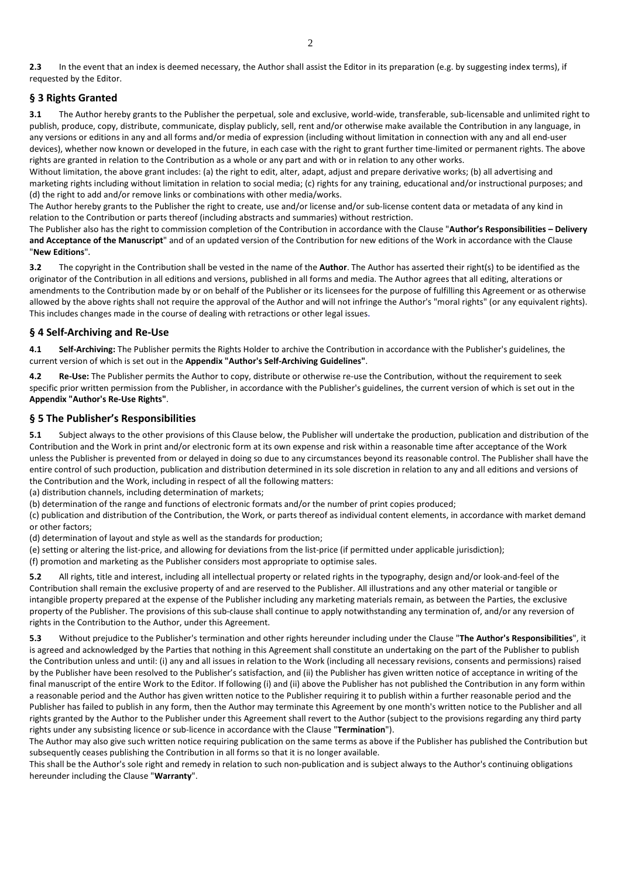**2.3** In the event that an index is deemed necessary, the Author shall assist the Editor in its preparation (e.g. by suggesting index terms), if requested by the Editor.

## § 3 Rights Granted

**3.1** The Author hereby grants to the Publisher the perpetual, sole and exclusive, world-wide, transferable, sub-licensable and unlimited right to publish, produce, copy, distribute, communicate, display publicly, sell, rent and/or otherwise make available the Contribution in any language, in any versions or editions in any and all forms and/or media of expression (including without limitation in connection with any and all end-user devices), whether now known or developed in the future, in each case with the right to grant further time-limited or permanent rights. The above rights are granted in relation to the Contribution as a whole or any part and with or in relation to any other works.

Without limitation, the above grant includes: (a) the right to edit, alter, adapt, adjust and prepare derivative works; (b) all advertising and marketing rights including without limitation in relation to social media; (c) rights for any training, educational and/or instructional purposes; and (d) the right to add and/or remove links or combinations with other media/works.

The Author hereby grants to the Publisher the right to create, use and/or license and/or sub-license content data or metadata of any kind in relation to the Contribution or parts thereof (including abstracts and summaries) without restriction.

The Publisher also has the right to commission completion of the Contribution in accordance with the Clause "**Author's Responsibilities – Delivery and Acceptance of the Manuscript**" and of an updated version of the Contribution for new editions of the Work in accordance with the Clause "**New Editions**".

**3.2** The copyright in the Contribution shall be vested in the name of the **Author**. The Author has asserted their right(s) to be identified as the originator of the Contribution in all editions and versions, published in all forms and media. The Author agrees that all editing, alterations or amendments to the Contribution made by or on behalf of the Publisher or its licensees for the purpose of fulfilling this Agreement or as otherwise allowed by the above rights shall not require the approval of the Author and will not infringe the Author's "moral rights" (or any equivalent rights). This includes changes made in the course of dealing with retractions or other legal issues.

## § 4 Self-Archiving and Re-Use

**4.1** **Self-Archiving:** The Publisher permits the Rights Holder to archive the Contribution in accordance with the Publisher's guidelines, the current version of which is set out in the **Appendix "Author's Self-Archiving Guidelines"**.

**4.2** **Re-Use:** The Publisher permits the Author to copy, distribute or otherwise re-use the Contribution, without the requirement to seek specific prior written permission from the Publisher, in accordance with the Publisher's guidelines, the current version of which is set out in the **Appendix "Author's Re-Use Rights"**.

## § 5 The Publisher's Responsibilities

**5.1** Subject always to the other provisions of this Clause below, the Publisher will undertake the production, publication and distribution of the Contribution and the Work in print and/or electronic form at its own expense and risk within a reasonable time after acceptance of the Work unless the Publisher is prevented from or delayed in doing so due to any circumstances beyond its reasonable control. The Publisher shall have the entire control of such production, publication and distribution determined in its sole discretion in relation to any and all editions and versions of the Contribution and the Work, including in respect of all the following matters:

(a) distribution channels, including determination of markets;

(b) determination of the range and functions of electronic formats and/or the number of print copies produced;

(c) publication and distribution of the Contribution, the Work, or parts thereof as individual content elements, in accordance with market demand or other factors;

(d) determination of layout and style as well as the standards for production;

(e) setting or altering the list-price, and allowing for deviations from the list-price (if permitted under applicable jurisdiction);

(f) promotion and marketing as the Publisher considers most appropriate to optimise sales.

**5.2** All rights, title and interest, including all intellectual property or related rights in the typography, design and/or look-and-feel of the Contribution shall remain the exclusive property of and are reserved to the Publisher. All illustrations and any other material or tangible or intangible property prepared at the expense of the Publisher including any marketing materials remain, as between the Parties, the exclusive property of the Publisher. The provisions of this sub-clause shall continue to apply notwithstanding any termination of, and/or any reversion of rights in the Contribution to the Author, under this Agreement.

**5.3** Without prejudice to the Publisher's termination and other rights hereunder including under the Clause "**The Author's Responsibilities**", it is agreed and acknowledged by the Parties that nothing in this Agreement shall constitute an undertaking on the part of the Publisher to publish the Contribution unless and until: (i) any and all issues in relation to the Work (including all necessary revisions, consents and permissions) raised by the Publisher have been resolved to the Publisher's satisfaction, and (ii) the Publisher has given written notice of acceptance in writing of the final manuscript of the entire Work to the Editor. If following (i) and (ii) above the Publisher has not published the Contribution in any form within a reasonable period and the Author has given written notice to the Publisher requiring it to publish within a further reasonable period and the Publisher has failed to publish in any form, then the Author may terminate this Agreement by one month's written notice to the Publisher and all rights granted by the Author to the Publisher under this Agreement shall revert to the Author (subject to the provisions regarding any third party rights under any subsisting licence or sub-licence in accordance with the Clause "**Termination**").

The Author may also give such written notice requiring publication on the same terms as above if the Publisher has published the Contribution but subsequently ceases publishing the Contribution in all forms so that it is no longer available.

This shall be the Author's sole right and remedy in relation to such non-publication and is subject always to the Author's continuing obligations hereunder including the Clause "**Warranty**".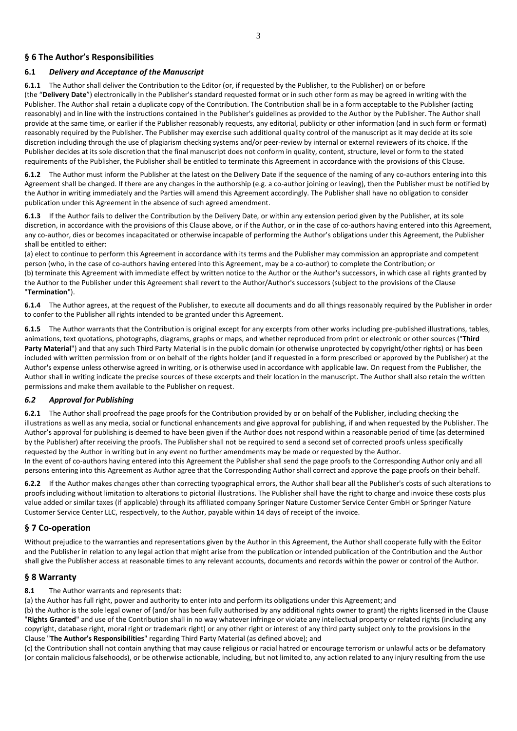## § 6 The Author's Responsibilities

### 6.1 *Delivery and Acceptance of the Manuscript*

**6.1.1** The Author shall deliver the Contribution to the Editor (or, if requested by the Publisher, to the Publisher) on or before (the "**Delivery Date**") electronically in the Publisher's standard requested format or in such other form as may be agreed in writing with the Publisher. The Author shall retain a duplicate copy of the Contribution. The Contribution shall be in a form acceptable to the Publisher (acting reasonably) and in line with the instructions contained in the Publisher's guidelines as provided to the Author by the Publisher. The Author shall provide at the same time, or earlier if the Publisher reasonably requests, any editorial, publicity or other information (and in such form or format) reasonably required by the Publisher. The Publisher may exercise such additional quality control of the manuscript as it may decide at its sole discretion including through the use of plagiarism checking systems and/or peer-review by internal or external reviewers of its choice. If the Publisher decides at its sole discretion that the final manuscript does not conform in quality, content, structure, level or form to the stated requirements of the Publisher, the Publisher shall be entitled to terminate this Agreement in accordance with the provisions of this Clause.

**6.1.2** The Author must inform the Publisher at the latest on the Delivery Date if the sequence of the naming of any co-authors entering into this Agreement shall be changed. If there are any changes in the authorship (e.g. a co-author joining or leaving), then the Publisher must be notified by the Author in writing immediately and the Parties will amend this Agreement accordingly. The Publisher shall have no obligation to consider publication under this Agreement in the absence of such agreed amendment.

**6.1.3** If the Author fails to deliver the Contribution by the Delivery Date, or within any extension period given by the Publisher, at its sole discretion, in accordance with the provisions of this Clause above, or if the Author, or in the case of co-authors having entered into this Agreement, any co-author, dies or becomes incapacitated or otherwise incapable of performing the Author's obligations under this Agreement, the Publisher shall be entitled to either:
(a) elect to continue to perform this Agreement in accordance with its terms and the Publisher may commission an appropriate and competent person (who, in the case of co-authors having entered into this Agreement, may be a co-author) to complete the Contribution; or
(b) terminate this Agreement with immediate effect by written notice to the Author or the Author's successors, in which case all rights granted by the Author to the Publisher under this Agreement shall revert to the Author/Author's successors (subject to the provisions of the Clause "**Termination**").

**6.1.4** The Author agrees, at the request of the Publisher, to execute all documents and do all things reasonably required by the Publisher in order to confer to the Publisher all rights intended to be granted under this Agreement.

**6.1.5** The Author warrants that the Contribution is original except for any excerpts from other works including pre-published illustrations, tables, animations, text quotations, photographs, diagrams, graphs or maps, and whether reproduced from print or electronic or other sources ("**Third Party Material**") and that any such Third Party Material is in the public domain (or otherwise unprotected by copyright/other rights) or has been included with written permission from or on behalf of the rights holder (and if requested in a form prescribed or approved by the Publisher) at the Author's expense unless otherwise agreed in writing, or is otherwise used in accordance with applicable law. On request from the Publisher, the Author shall in writing indicate the precise sources of these excerpts and their location in the manuscript. The Author shall also retain the written permissions and make them available to the Publisher on request.

### *6.2 Approval for Publishing*

**6.2.1** The Author shall proofread the page proofs for the Contribution provided by or on behalf of the Publisher, including checking the illustrations as well as any media, social or functional enhancements and give approval for publishing, if and when requested by the Publisher. The Author's approval for publishing is deemed to have been given if the Author does not respond within a reasonable period of time (as determined by the Publisher) after receiving the proofs. The Publisher shall not be required to send a second set of corrected proofs unless specifically requested by the Author in writing but in any event no further amendments may be made or requested by the Author.
In the event of co-authors having entered into this Agreement the Publisher shall send the page proofs to the Corresponding Author only and all persons entering into this Agreement as Author agree that the Corresponding Author shall correct and approve the page proofs on their behalf.

**6.2.2** If the Author makes changes other than correcting typographical errors, the Author shall bear all the Publisher's costs of such alterations to proofs including without limitation to alterations to pictorial illustrations. The Publisher shall have the right to charge and invoice these costs plus value added or similar taxes (if applicable) through its affiliated company Springer Nature Customer Service Center GmbH or Springer Nature Customer Service Center LLC, respectively, to the Author, payable within 14 days of receipt of the invoice.

## § 7 Co-operation

Without prejudice to the warranties and representations given by the Author in this Agreement, the Author shall cooperate fully with the Editor and the Publisher in relation to any legal action that might arise from the publication or intended publication of the Contribution and the Author shall give the Publisher access at reasonable times to any relevant accounts, documents and records within the power or control of the Author.

## § 8 Warranty

**8.1** The Author warrants and represents that:
(a) the Author has full right, power and authority to enter into and perform its obligations under this Agreement; and
(b) the Author is the sole legal owner of (and/or has been fully authorised by any additional rights owner to grant) the rights licensed in the Clause "**Rights Granted**" and use of the Contribution shall in no way whatever infringe or violate any intellectual property or related rights (including any copyright, database right, moral right or trademark right) or any other right or interest of any third party subject only to the provisions in the Clause "**The Author's Responsibilities**" regarding Third Party Material (as defined above); and
(c) the Contribution shall not contain anything that may cause religious or racial hatred or encourage terrorism or unlawful acts or be defamatory (or contain malicious falsehoods), or be otherwise actionable, including, but not limited to, any action related to any injury resulting from the use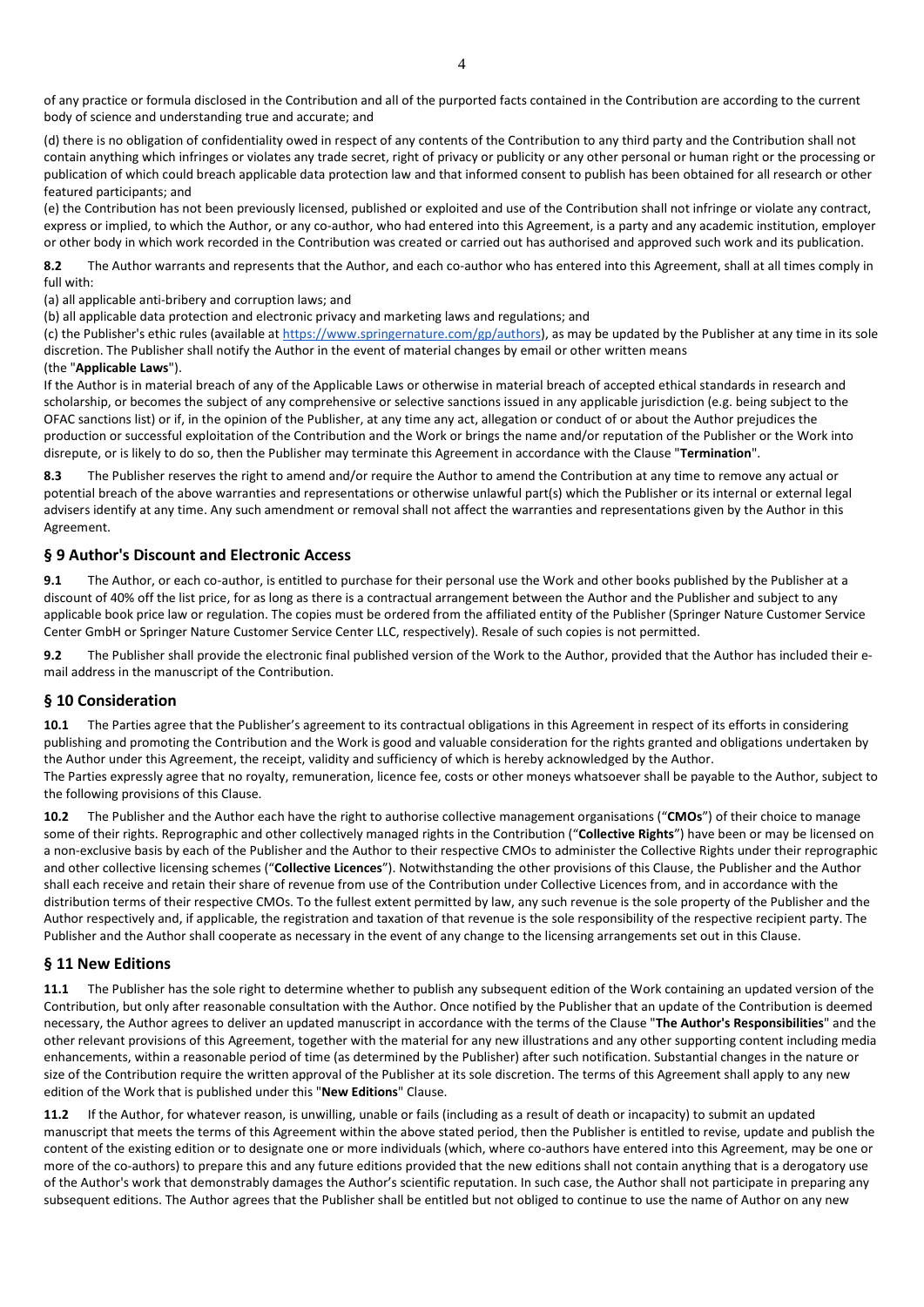of any practice or formula disclosed in the Contribution and all of the purported facts contained in the Contribution are according to the current body of science and understanding true and accurate; and

(d) there is no obligation of confidentiality owed in respect of any contents of the Contribution to any third party and the Contribution shall not contain anything which infringes or violates any trade secret, right of privacy or publicity or any other personal or human right or the processing or publication of which could breach applicable data protection law and that informed consent to publish has been obtained for all research or other featured participants; and

(e) the Contribution has not been previously licensed, published or exploited and use of the Contribution shall not infringe or violate any contract, express or implied, to which the Author, or any co-author, who had entered into this Agreement, is a party and any academic institution, employer or other body in which work recorded in the Contribution was created or carried out has authorised and approved such work and its publication.

**8.2** The Author warrants and represents that the Author, and each co-author who has entered into this Agreement, shall at all times comply in full with:

(a) all applicable anti-bribery and corruption laws; and

(b) all applicable data protection and electronic privacy and marketing laws and regulations; and

(c) the Publisher's ethic rules (available at https://www.springernature.com/gp/authors), as may be updated by the Publisher at any time in its sole discretion. The Publisher shall notify the Author in the event of material changes by email or other written means

(the "**Applicable Laws**").

If the Author is in material breach of any of the Applicable Laws or otherwise in material breach of accepted ethical standards in research and scholarship, or becomes the subject of any comprehensive or selective sanctions issued in any applicable jurisdiction (e.g. being subject to the OFAC sanctions list) or if, in the opinion of the Publisher, at any time any act, allegation or conduct of or about the Author prejudices the production or successful exploitation of the Contribution and the Work or brings the name and/or reputation of the Publisher or the Work into disrepute, or is likely to do so, then the Publisher may terminate this Agreement in accordance with the Clause "**Termination**".

**8.3** The Publisher reserves the right to amend and/or require the Author to amend the Contribution at any time to remove any actual or potential breach of the above warranties and representations or otherwise unlawful part(s) which the Publisher or its internal or external legal advisers identify at any time. Any such amendment or removal shall not affect the warranties and representations given by the Author in this Agreement.

## § 9 Author's Discount and Electronic Access

**9.1** The Author, or each co-author, is entitled to purchase for their personal use the Work and other books published by the Publisher at a discount of 40% off the list price, for as long as there is a contractual arrangement between the Author and the Publisher and subject to any applicable book price law or regulation. The copies must be ordered from the affiliated entity of the Publisher (Springer Nature Customer Service Center GmbH or Springer Nature Customer Service Center LLC, respectively). Resale of such copies is not permitted.

**9.2** The Publisher shall provide the electronic final published version of the Work to the Author, provided that the Author has included their e-mail address in the manuscript of the Contribution.

## § 10 Consideration

**10.1** The Parties agree that the Publisher's agreement to its contractual obligations in this Agreement in respect of its efforts in considering publishing and promoting the Contribution and the Work is good and valuable consideration for the rights granted and obligations undertaken by the Author under this Agreement, the receipt, validity and sufficiency of which is hereby acknowledged by the Author.

The Parties expressly agree that no royalty, remuneration, licence fee, costs or other moneys whatsoever shall be payable to the Author, subject to the following provisions of this Clause.

**10.2** The Publisher and the Author each have the right to authorise collective management organisations ("**CMOs**") of their choice to manage some of their rights. Reprographic and other collectively managed rights in the Contribution ("**Collective Rights**") have been or may be licensed on a non-exclusive basis by each of the Publisher and the Author to their respective CMOs to administer the Collective Rights under their reprographic and other collective licensing schemes ("**Collective Licences**"). Notwithstanding the other provisions of this Clause, the Publisher and the Author shall each receive and retain their share of revenue from use of the Contribution under Collective Licences from, and in accordance with the distribution terms of their respective CMOs. To the fullest extent permitted by law, any such revenue is the sole property of the Publisher and the Author respectively and, if applicable, the registration and taxation of that revenue is the sole responsibility of the respective recipient party. The Publisher and the Author shall cooperate as necessary in the event of any change to the licensing arrangements set out in this Clause.

## § 11 New Editions

**11.1** The Publisher has the sole right to determine whether to publish any subsequent edition of the Work containing an updated version of the Contribution, but only after reasonable consultation with the Author. Once notified by the Publisher that an update of the Contribution is deemed necessary, the Author agrees to deliver an updated manuscript in accordance with the terms of the Clause "**The Author's Responsibilities**" and the other relevant provisions of this Agreement, together with the material for any new illustrations and any other supporting content including media enhancements, within a reasonable period of time (as determined by the Publisher) after such notification. Substantial changes in the nature or size of the Contribution require the written approval of the Publisher at its sole discretion. The terms of this Agreement shall apply to any new edition of the Work that is published under this "**New Editions**" Clause.

**11.2** If the Author, for whatever reason, is unwilling, unable or fails (including as a result of death or incapacity) to submit an updated manuscript that meets the terms of this Agreement within the above stated period, then the Publisher is entitled to revise, update and publish the content of the existing edition or to designate one or more individuals (which, where co-authors have entered into this Agreement, may be one or more of the co-authors) to prepare this and any future editions provided that the new editions shall not contain anything that is a derogatory use of the Author's work that demonstrably damages the Author's scientific reputation. In such case, the Author shall not participate in preparing any subsequent editions. The Author agrees that the Publisher shall be entitled but not obliged to continue to use the name of Author on any new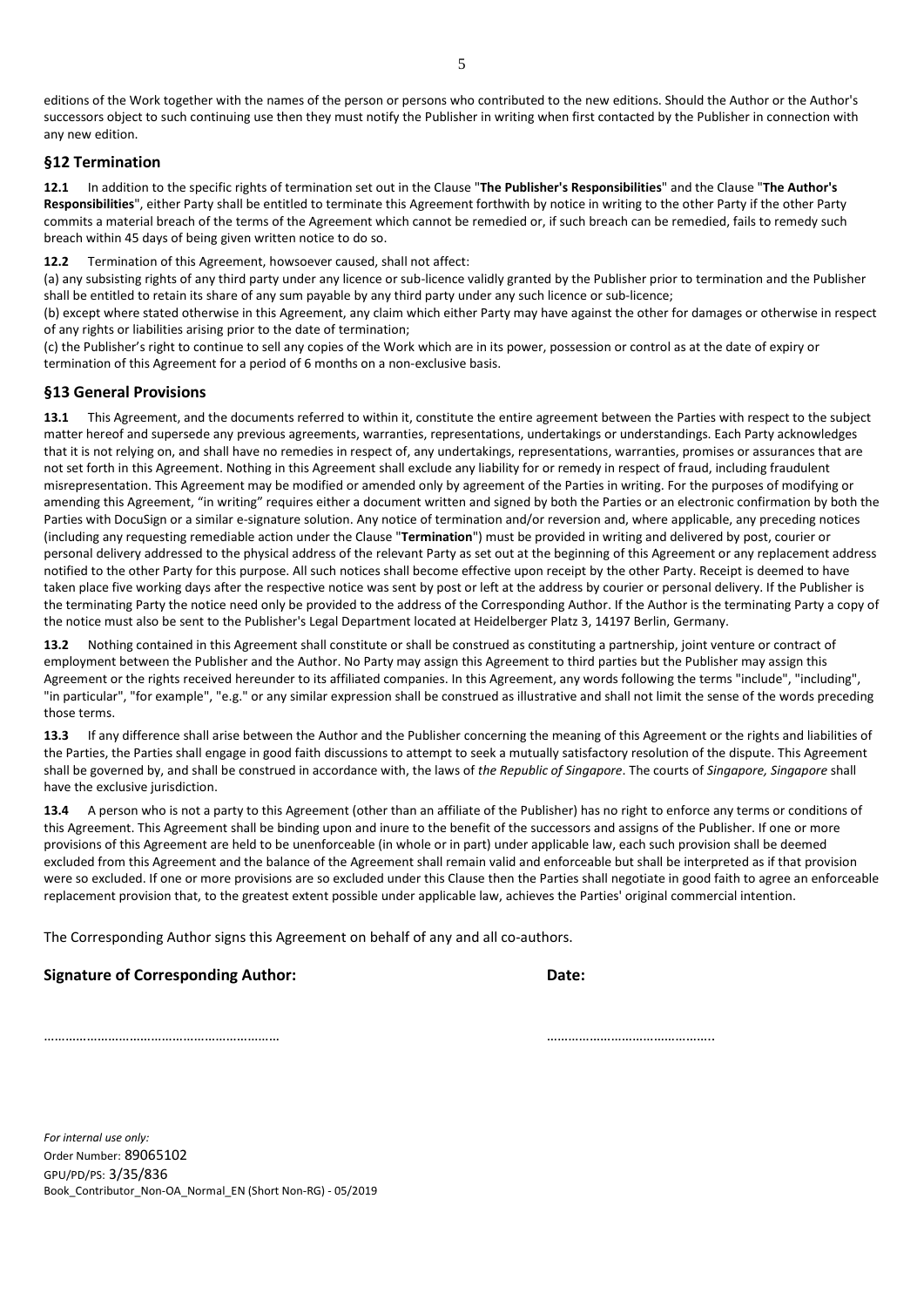editions of the Work together with the names of the person or persons who contributed to the new editions. Should the Author or the Author's successors object to such continuing use then they must notify the Publisher in writing when first contacted by the Publisher in connection with any new edition.

## §12 Termination

**12.1** In addition to the specific rights of termination set out in the Clause "**The Publisher's Responsibilities**" and the Clause "**The Author's Responsibilities**", either Party shall be entitled to terminate this Agreement forthwith by notice in writing to the other Party if the other Party commits a material breach of the terms of the Agreement which cannot be remedied or, if such breach can be remedied, fails to remedy such breach within 45 days of being given written notice to do so.

**12.2** Termination of this Agreement, howsoever caused, shall not affect:
(a) any subsisting rights of any third party under any licence or sub-licence validly granted by the Publisher prior to termination and the Publisher shall be entitled to retain its share of any sum payable by any third party under any such licence or sub-licence;
(b) except where stated otherwise in this Agreement, any claim which either Party may have against the other for damages or otherwise in respect of any rights or liabilities arising prior to the date of termination;
(c) the Publisher's right to continue to sell any copies of the Work which are in its power, possession or control as at the date of expiry or termination of this Agreement for a period of 6 months on a non-exclusive basis.

## §13 General Provisions

**13.1** This Agreement, and the documents referred to within it, constitute the entire agreement between the Parties with respect to the subject matter hereof and supersede any previous agreements, warranties, representations, undertakings or understandings. Each Party acknowledges that it is not relying on, and shall have no remedies in respect of, any undertakings, representations, warranties, promises or assurances that are not set forth in this Agreement. Nothing in this Agreement shall exclude any liability for or remedy in respect of fraud, including fraudulent misrepresentation. This Agreement may be modified or amended only by agreement of the Parties in writing. For the purposes of modifying or amending this Agreement, "in writing" requires either a document written and signed by both the Parties or an electronic confirmation by both the Parties with DocuSign or a similar e-signature solution. Any notice of termination and/or reversion and, where applicable, any preceding notices (including any requesting remediable action under the Clause "**Termination**") must be provided in writing and delivered by post, courier or personal delivery addressed to the physical address of the relevant Party as set out at the beginning of this Agreement or any replacement address notified to the other Party for this purpose. All such notices shall become effective upon receipt by the other Party. Receipt is deemed to have taken place five working days after the respective notice was sent by post or left at the address by courier or personal delivery. If the Publisher is the terminating Party the notice need only be provided to the address of the Corresponding Author. If the Author is the terminating Party a copy of the notice must also be sent to the Publisher's Legal Department located at Heidelberger Platz 3, 14197 Berlin, Germany.

**13.2** Nothing contained in this Agreement shall constitute or shall be construed as constituting a partnership, joint venture or contract of employment between the Publisher and the Author. No Party may assign this Agreement to third parties but the Publisher may assign this Agreement or the rights received hereunder to its affiliated companies. In this Agreement, any words following the terms "include", "including", "in particular", "for example", "e.g." or any similar expression shall be construed as illustrative and shall not limit the sense of the words preceding those terms.

**13.3** If any difference shall arise between the Author and the Publisher concerning the meaning of this Agreement or the rights and liabilities of the Parties, the Parties shall engage in good faith discussions to attempt to seek a mutually satisfactory resolution of the dispute. This Agreement shall be governed by, and shall be construed in accordance with, the laws of *the Republic of Singapore*. The courts of *Singapore, Singapore* shall have the exclusive jurisdiction.

**13.4** A person who is not a party to this Agreement (other than an affiliate of the Publisher) has no right to enforce any terms or conditions of this Agreement. This Agreement shall be binding upon and inure to the benefit of the successors and assigns of the Publisher. If one or more provisions of this Agreement are held to be unenforceable (in whole or in part) under applicable law, each such provision shall be deemed excluded from this Agreement and the balance of the Agreement shall remain valid and enforceable but shall be interpreted as if that provision were so excluded. If one or more provisions are so excluded under this Clause then the Parties shall negotiate in good faith to agree an enforceable replacement provision that, to the greatest extent possible under applicable law, achieves the Parties' original commercial intention.

The Corresponding Author signs this Agreement on behalf of any and all co-authors.

**Signature of Corresponding Author:** **Date:**

………………………………………………………… ………………………………………..

*For internal use only:*
Order Number: 89065102
GPU/PD/PS: 3/35/836
Book_Contributor_Non-OA_Normal_EN (Short Non-RG) - 05/2019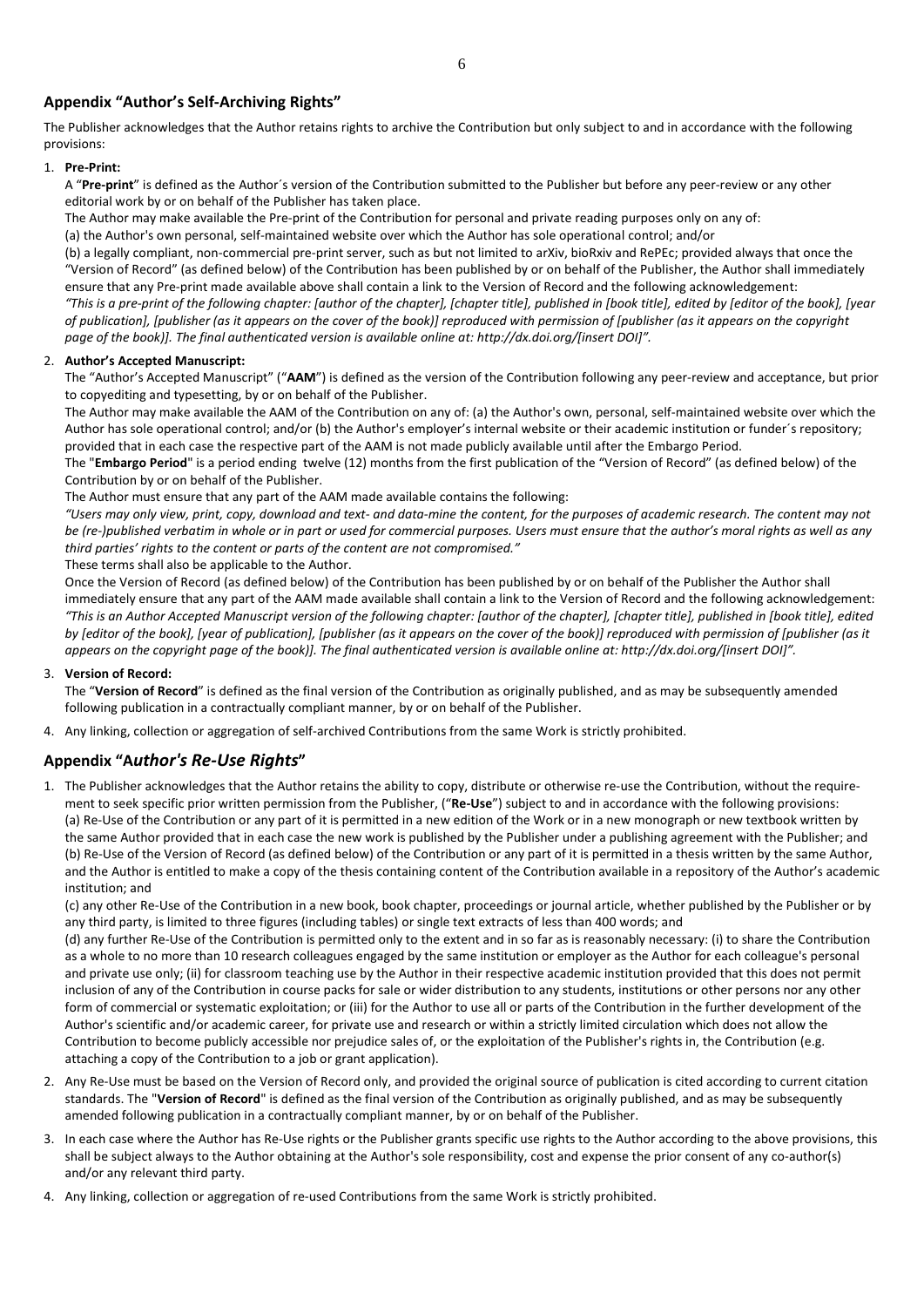## Appendix "Author's Self-Archiving Rights"

The Publisher acknowledges that the Author retains rights to archive the Contribution but only subject to and in accordance with the following provisions:

1. **Pre-Print:**

   A "**Pre-print**" is defined as the Author´s version of the Contribution submitted to the Publisher but before any peer-review or any other editorial work by or on behalf of the Publisher has taken place.

   The Author may make available the Pre-print of the Contribution for personal and private reading purposes only on any of:

   (a) the Author's own personal, self-maintained website over which the Author has sole operational control; and/or

   (b) a legally compliant, non-commercial pre-print server, such as but not limited to arXiv, bioRxiv and RePEc; provided always that once the "Version of Record" (as defined below) of the Contribution has been published by or on behalf of the Publisher, the Author shall immediately ensure that any Pre-print made available above shall contain a link to the Version of Record and the following acknowledgement:

   *"This is a pre-print of the following chapter: [author of the chapter], [chapter title], published in [book title], edited by [editor of the book], [year of publication], [publisher (as it appears on the cover of the book)] reproduced with permission of [publisher (as it appears on the copyright page of the book)]. The final authenticated version is available online at: http://dx.doi.org/[insert DOI]".*

2. **Author's Accepted Manuscript:**

   The "Author's Accepted Manuscript" ("**AAM**") is defined as the version of the Contribution following any peer-review and acceptance, but prior to copyediting and typesetting, by or on behalf of the Publisher.

   The Author may make available the AAM of the Contribution on any of: (a) the Author's own, personal, self-maintained website over which the Author has sole operational control; and/or (b) the Author's employer's internal website or their academic institution or funder´s repository; provided that in each case the respective part of the AAM is not made publicly available until after the Embargo Period.

   The "**Embargo Period**" is a period ending twelve (12) months from the first publication of the "Version of Record" (as defined below) of the Contribution by or on behalf of the Publisher.

   The Author must ensure that any part of the AAM made available contains the following:

   *"Users may only view, print, copy, download and text- and data-mine the content, for the purposes of academic research. The content may not be (re-)published verbatim in whole or in part or used for commercial purposes. Users must ensure that the author's moral rights as well as any third parties' rights to the content or parts of the content are not compromised."*

   These terms shall also be applicable to the Author.

   Once the Version of Record (as defined below) of the Contribution has been published by or on behalf of the Publisher the Author shall immediately ensure that any part of the AAM made available shall contain a link to the Version of Record and the following acknowledgement:

   *"This is an Author Accepted Manuscript version of the following chapter: [author of the chapter], [chapter title], published in [book title], edited by [editor of the book], [year of publication], [publisher (as it appears on the cover of the book)] reproduced with permission of [publisher (as it appears on the copyright page of the book)]. The final authenticated version is available online at: http://dx.doi.org/[insert DOI]".*

3. **Version of Record:**

   The "**Version of Record**" is defined as the final version of the Contribution as originally published, and as may be subsequently amended following publication in a contractually compliant manner, by or on behalf of the Publisher.

4. Any linking, collection or aggregation of self-archived Contributions from the same Work is strictly prohibited.

## Appendix "A*uthor's Re-Use Rights*"

1. The Publisher acknowledges that the Author retains the ability to copy, distribute or otherwise re-use the Contribution, without the requirement to seek specific prior written permission from the Publisher, ("**Re-Use**") subject to and in accordance with the following provisions:

   (a) Re-Use of the Contribution or any part of it is permitted in a new edition of the Work or in a new monograph or new textbook written by the same Author provided that in each case the new work is published by the Publisher under a publishing agreement with the Publisher; and

   (b) Re-Use of the Version of Record (as defined below) of the Contribution or any part of it is permitted in a thesis written by the same Author, and the Author is entitled to make a copy of the thesis containing content of the Contribution available in a repository of the Author's academic institution; and

   (c) any other Re-Use of the Contribution in a new book, book chapter, proceedings or journal article, whether published by the Publisher or by any third party, is limited to three figures (including tables) or single text extracts of less than 400 words; and

   (d) any further Re-Use of the Contribution is permitted only to the extent and in so far as is reasonably necessary: (i) to share the Contribution as a whole to no more than 10 research colleagues engaged by the same institution or employer as the Author for each colleague's personal and private use only; (ii) for classroom teaching use by the Author in their respective academic institution provided that this does not permit inclusion of any of the Contribution in course packs for sale or wider distribution to any students, institutions or other persons nor any other form of commercial or systematic exploitation; or (iii) for the Author to use all or parts of the Contribution in the further development of the Author's scientific and/or academic career, for private use and research or within a strictly limited circulation which does not allow the Contribution to become publicly accessible nor prejudice sales of, or the exploitation of the Publisher's rights in, the Contribution (e.g. attaching a copy of the Contribution to a job or grant application).

2. Any Re-Use must be based on the Version of Record only, and provided the original source of publication is cited according to current citation standards. The "**Version of Record**" is defined as the final version of the Contribution as originally published, and as may be subsequently amended following publication in a contractually compliant manner, by or on behalf of the Publisher.

3. In each case where the Author has Re-Use rights or the Publisher grants specific use rights to the Author according to the above provisions, this shall be subject always to the Author obtaining at the Author's sole responsibility, cost and expense the prior consent of any co-author(s) and/or any relevant third party.

4. Any linking, collection or aggregation of re-used Contributions from the same Work is strictly prohibited.